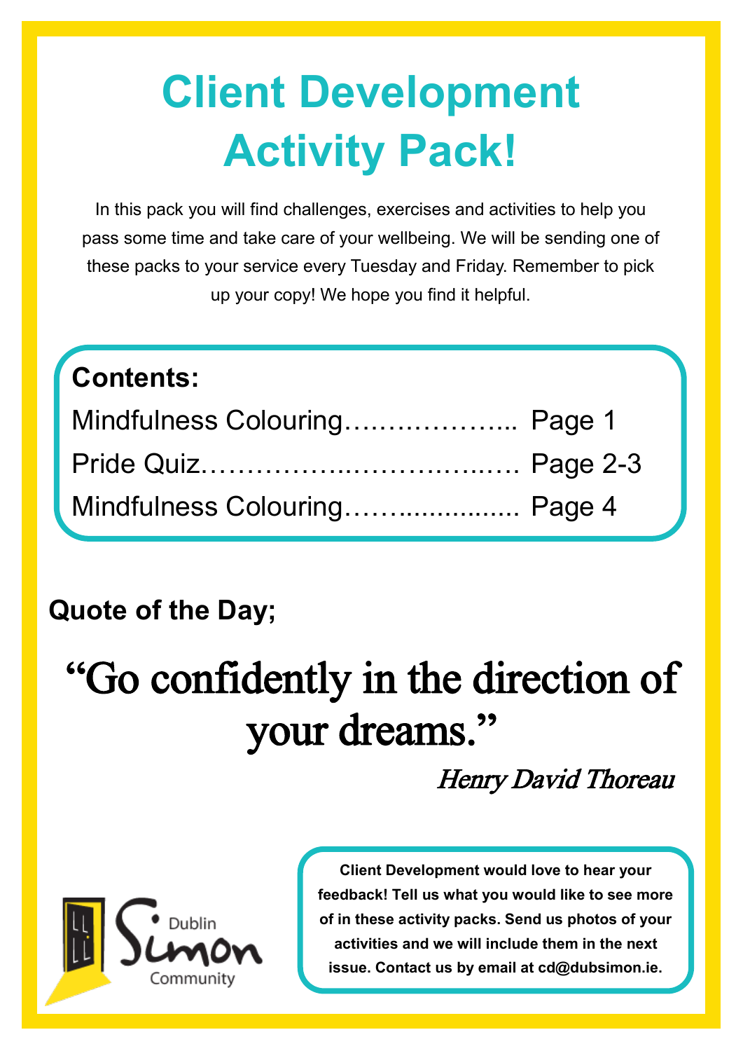# Client Development Activity Pack!

In this pack you will find challenges, exercises and activities to help you pass some time and take care of your wellbeing. We will be sending one of these packs to your service every Tuesday and Friday. Remember to pick up your copy! We hope you find it helpful.

**Contents:**

Mindfulness Colouring……………….. Page 1

Pride Quiz…………………………….… Page 2-3

Mindfulness Colouring……................. Page 4

**Quote of the Day;**

"Go confidently in the direction of your dreams."

*Henry David Thoreau*

Dublin Simon Community

**Client Development would love to hear your feedback! Tell us what you would like to see more of in these activity packs. Send us photos of your activities and we will include them in the next issue. Contact us by email at cd@dubsimon.ie.**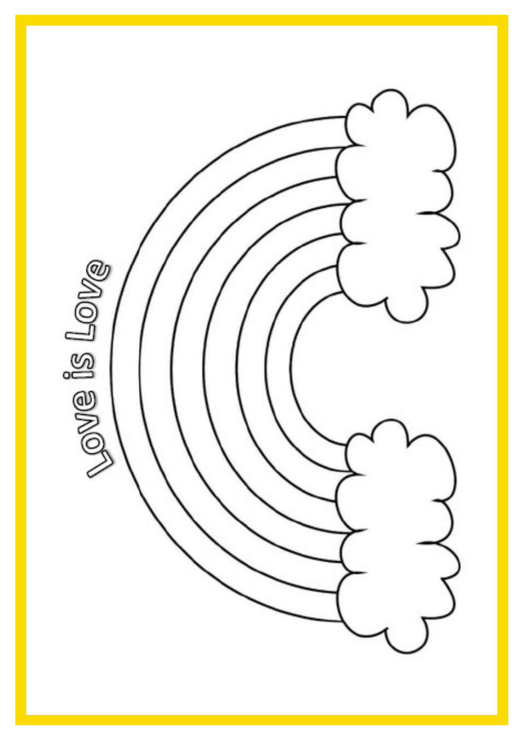Love is Love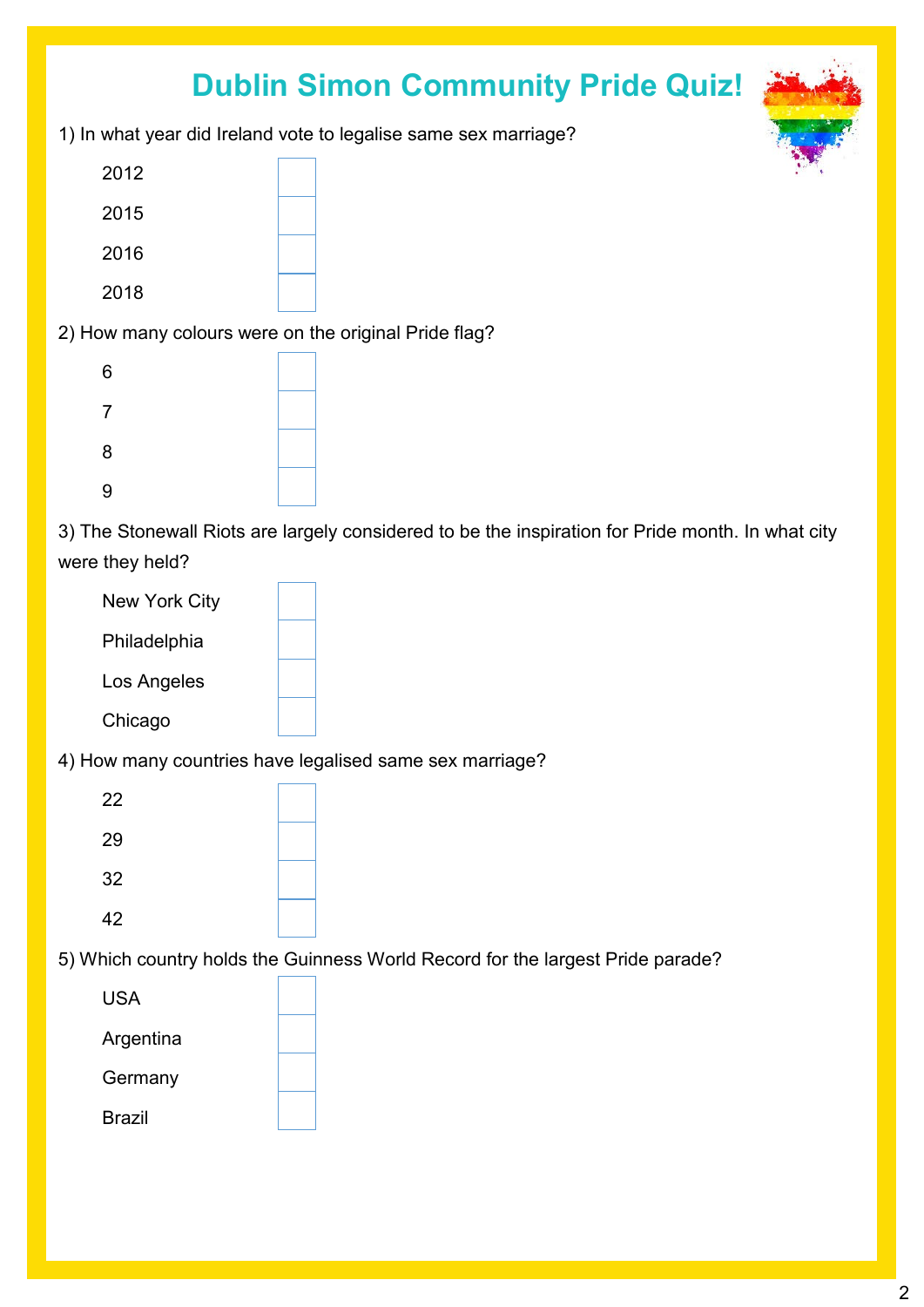# Dublin Simon Community Pride Quiz!

1) In what year did Ireland vote to legalise same sex marriage?

- 2012 ☐
- 2015 ☐
- 2016 ☐
- 2018 ☐

2) How many colours were on the original Pride flag?

- 6 ☐
- 7 ☐
- 8 ☐
- 9 ☐

3) The Stonewall Riots are largely considered to be the inspiration for Pride month. In what city were they held?

- New York City ☐
- Philadelphia ☐
- Los Angeles ☐
- Chicago ☐

4) How many countries have legalised same sex marriage?

- 22 ☐
- 29 ☐
- 32 ☐
- 42 ☐

5) Which country holds the Guinness World Record for the largest Pride parade?

- USA ☐
- Argentina ☐
- Germany ☐
- Brazil ☐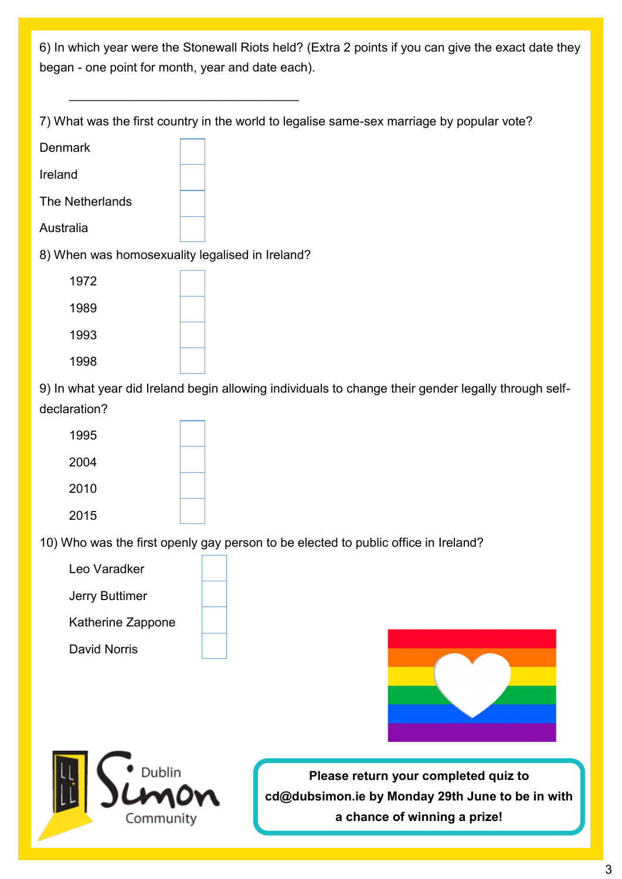6) In which year were the Stonewall Riots held? (Extra 2 points if you can give the exact date they began - one point for month, year and date each).

\_\_\_\_\_\_\_\_\_\_\_\_\_\_\_\_\_\_\_\_\_\_\_\_\_\_\_\_\_\_\_\_\_\_

7) What was the first country in the world to legalise same-sex marriage by popular vote?

- Denmark ☐
- Ireland ☐
- The Netherlands ☐
- Australia ☐

8) When was homosexuality legalised in Ireland?

- 1972 ☐
- 1989 ☐
- 1993 ☐
- 1998 ☐

9) In what year did Ireland begin allowing individuals to change their gender legally through self-declaration?

- 1995 ☐
- 2004 ☐
- 2010 ☐
- 2015 ☐

10) Who was the first openly gay person to be elected to public office in Ireland?

- Leo Varadker ☐
- Jerry Buttimer ☐
- Katherine Zappone ☐
- David Norris ☐

Dublin Simon Community

**Please return your completed quiz to cd@dubsimon.ie by Monday 29th June to be in with a chance of winning a prize!**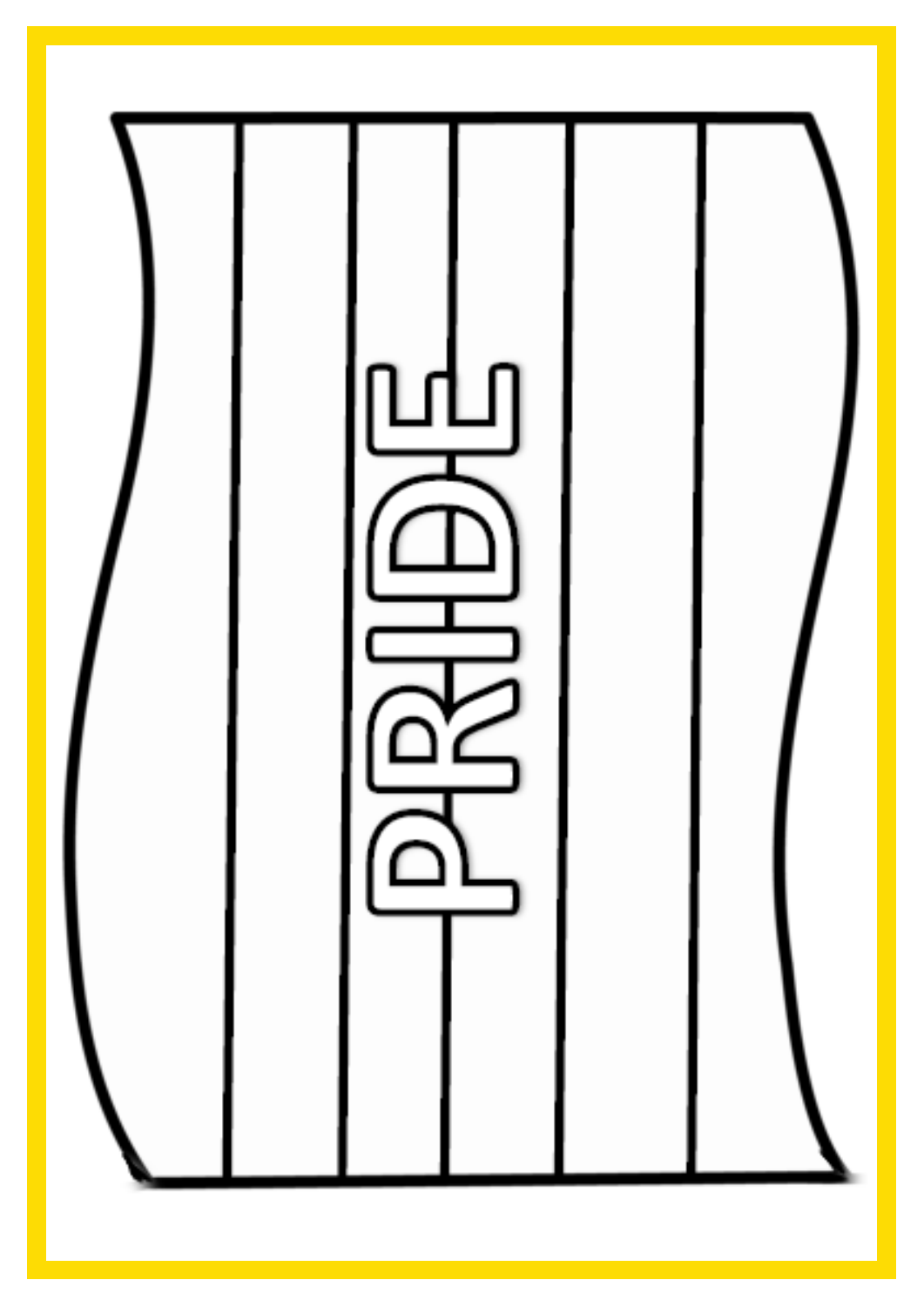PRIDE